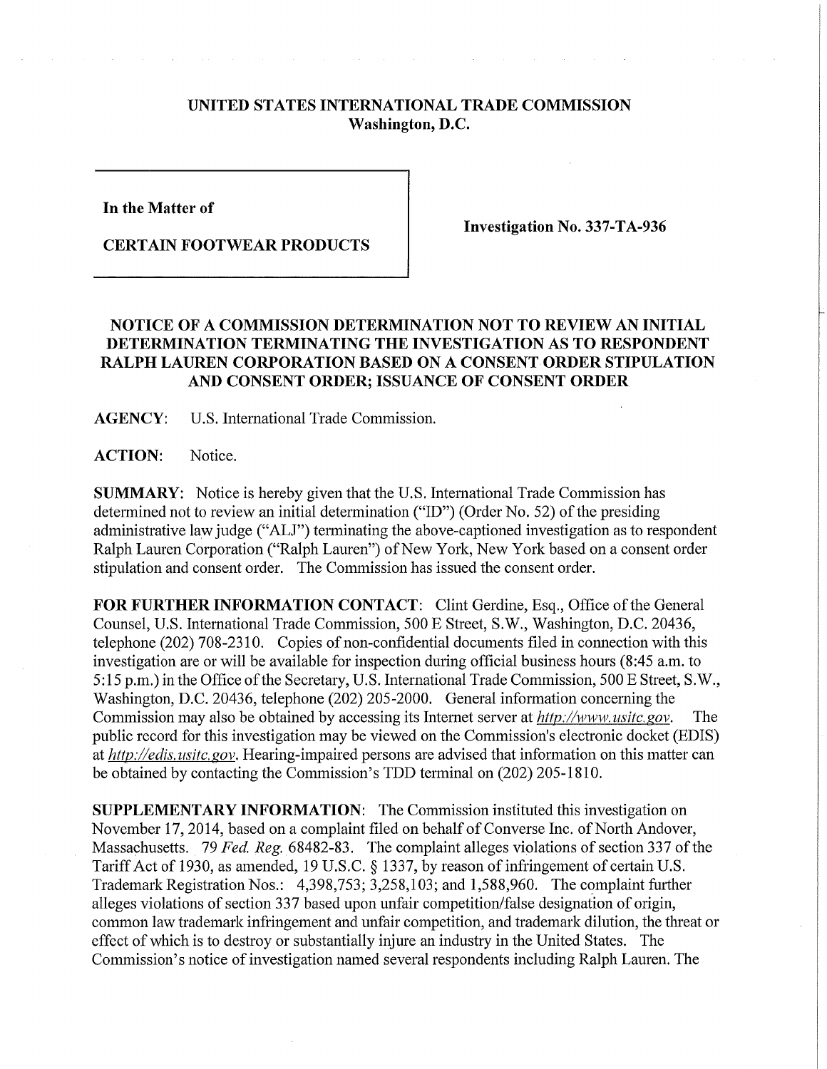**UNITED STATES INTERNATIONAL TRADE COMMISSION**
**Washington, D.C.**

**In the Matter of**

**CERTAIN FOOTWEAR PRODUCTS**

**Investigation No. 337-TA-936**

## NOTICE OF A COMMISSION DETERMINATION NOT TO REVIEW AN INITIAL DETERMINATION TERMINATING THE INVESTIGATION AS TO RESPONDENT RALPH LAUREN CORPORATION BASED ON A CONSENT ORDER STIPULATION AND CONSENT ORDER; ISSUANCE OF CONSENT ORDER

**AGENCY:** U.S. International Trade Commission.

**ACTION:** Notice.

**SUMMARY:** Notice is hereby given that the U.S. International Trade Commission has determined not to review an initial determination ("ID") (Order No. 52) of the presiding administrative law judge ("ALJ") terminating the above-captioned investigation as to respondent Ralph Lauren Corporation ("Ralph Lauren") of New York, New York based on a consent order stipulation and consent order. The Commission has issued the consent order.

**FOR FURTHER INFORMATION CONTACT:** Clint Gerdine, Esq., Office of the General Counsel, U.S. International Trade Commission, 500 E Street, S.W., Washington, D.C. 20436, telephone (202) 708-2310. Copies of non-confidential documents filed in connection with this investigation are or will be available for inspection during official business hours (8:45 a.m. to 5:15 p.m.) in the Office of the Secretary, U.S. International Trade Commission, 500 E Street, S.W., Washington, D.C. 20436, telephone (202) 205-2000. General information concerning the Commission may also be obtained by accessing its Internet server at *http://www.usitc.gov*. The public record for this investigation may be viewed on the Commission's electronic docket (EDIS) at *http://edis.usitc.gov*. Hearing-impaired persons are advised that information on this matter can be obtained by contacting the Commission's TDD terminal on (202) 205-1810.

**SUPPLEMENTARY INFORMATION:** The Commission instituted this investigation on November 17, 2014, based on a complaint filed on behalf of Converse Inc. of North Andover, Massachusetts. 79 *Fed. Reg.* 68482-83. The complaint alleges violations of section 337 of the Tariff Act of 1930, as amended, 19 U.S.C. § 1337, by reason of infringement of certain U.S. Trademark Registration Nos.: 4,398,753; 3,258,103; and 1,588,960. The complaint further alleges violations of section 337 based upon unfair competition/false designation of origin, common law trademark infringement and unfair competition, and trademark dilution, the threat or effect of which is to destroy or substantially injure an industry in the United States. The Commission's notice of investigation named several respondents including Ralph Lauren. The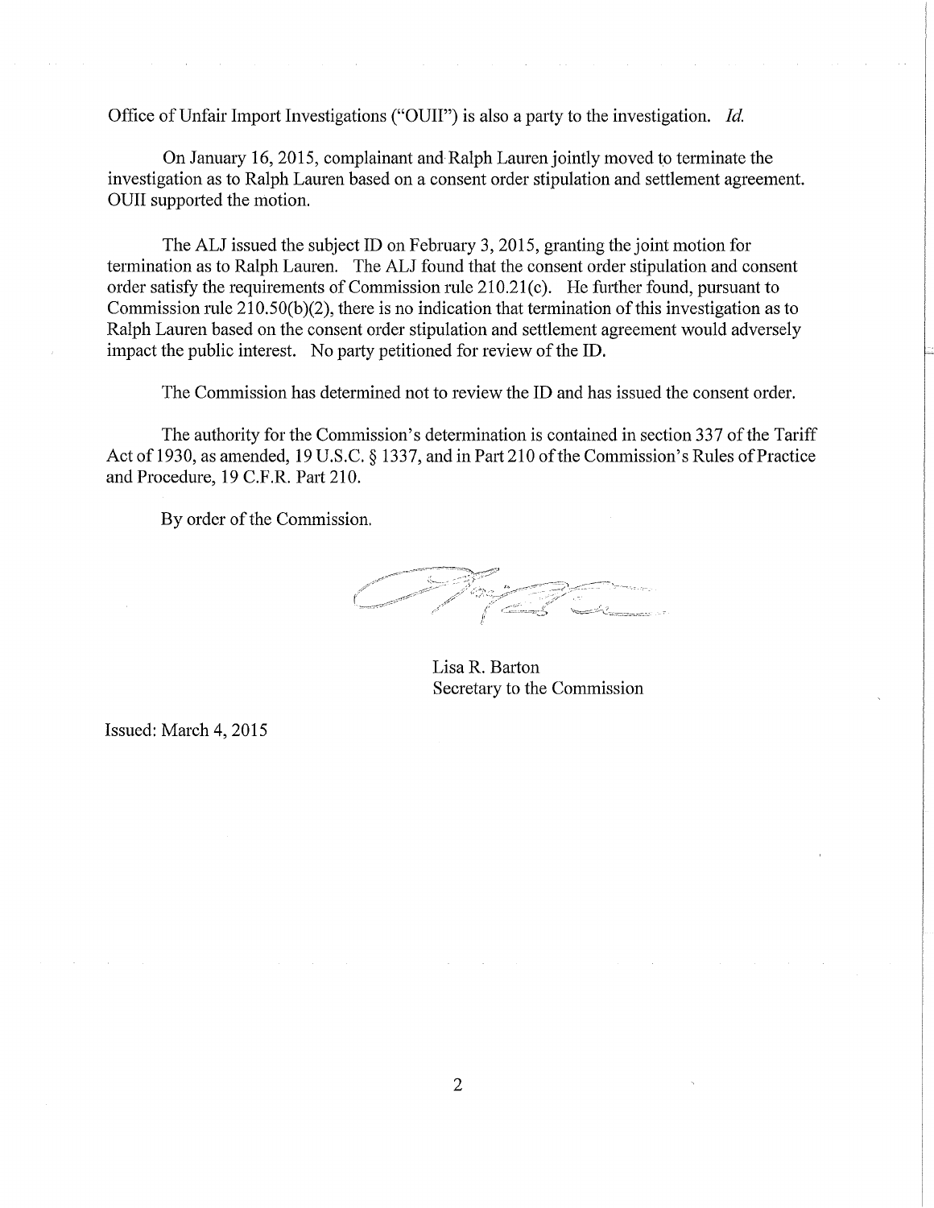Office of Unfair Import Investigations ("OUII") is also a party to the investigation. *Id.*

On January 16, 2015, complainant and Ralph Lauren jointly moved to terminate the investigation as to Ralph Lauren based on a consent order stipulation and settlement agreement. OUII supported the motion.

The ALJ issued the subject ID on February 3, 2015, granting the joint motion for termination as to Ralph Lauren. The ALJ found that the consent order stipulation and consent order satisfy the requirements of Commission rule 210.21(c). He further found, pursuant to Commission rule 210.50(b)(2), there is no indication that termination of this investigation as to Ralph Lauren based on the consent order stipulation and settlement agreement would adversely impact the public interest. No party petitioned for review of the ID.

The Commission has determined not to review the ID and has issued the consent order.

The authority for the Commission's determination is contained in section 337 of the Tariff Act of 1930, as amended, 19 U.S.C. § 1337, and in Part 210 of the Commission's Rules of Practice and Procedure, 19 C.F.R. Part 210.

By order of the Commission.

Lisa R. Barton
Secretary to the Commission

Issued: March 4, 2015